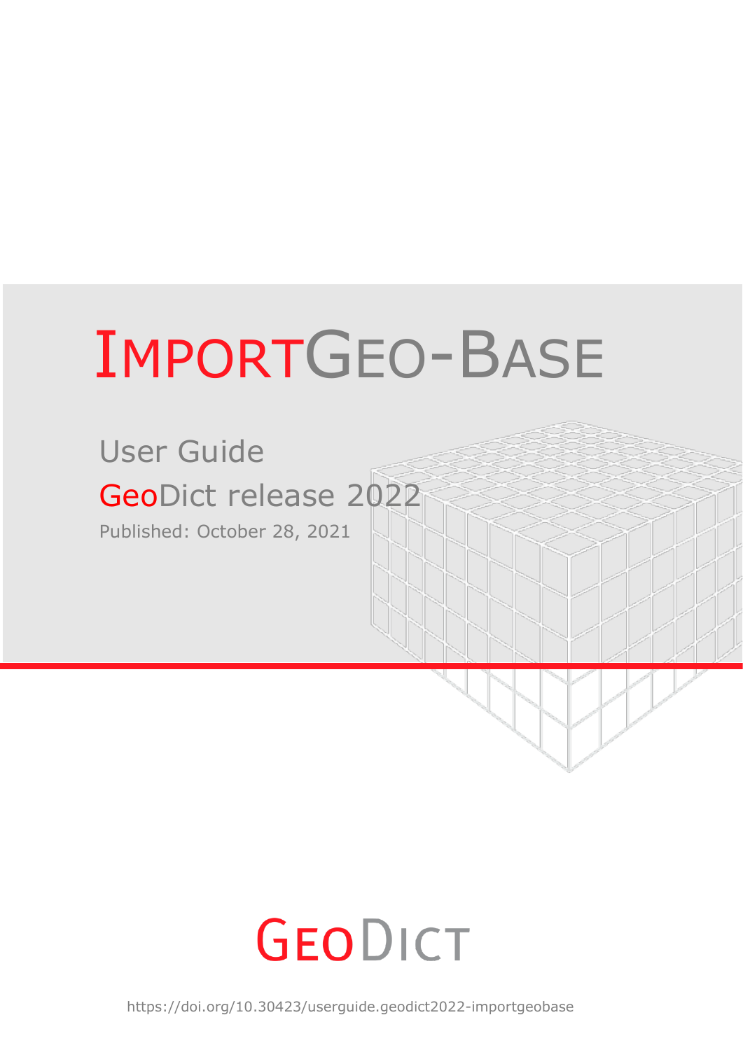# ImportGeo-Base

User Guide

GeoDict release 2022

Published: October 28, 2021

GeoDict

https://doi.org/10.30423/userguide.geodict2022-importgeobase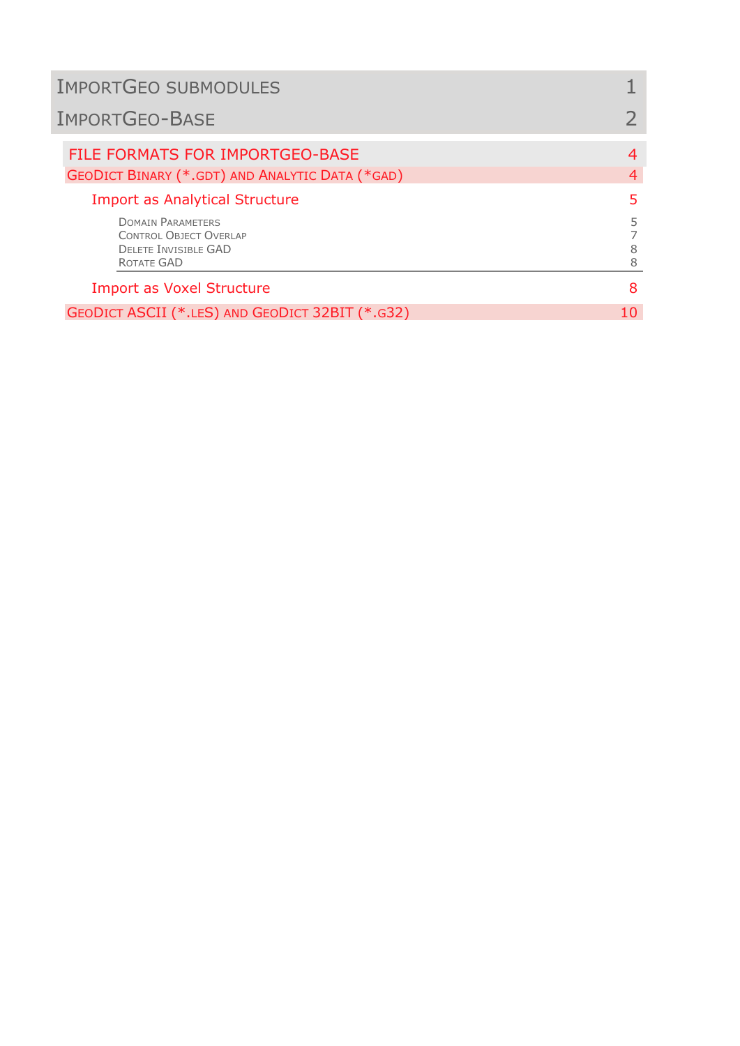IMPORTGEO SUBMODULES 1

IMPORTGEO-BASE 2

FILE FORMATS FOR IMPORTGEO-BASE 4

GEODICT BINARY (*.GDT) AND ANALYTIC DATA (*GAD) 4

Import as Analytical Structure 5

DOMAIN PARAMETERS 5
CONTROL OBJECT OVERLAP 7
DELETE INVISIBLE GAD 8
ROTATE GAD 8

Import as Voxel Structure 8

GEODICT ASCII (*.LES) AND GEODICT 32BIT (*.G32) 10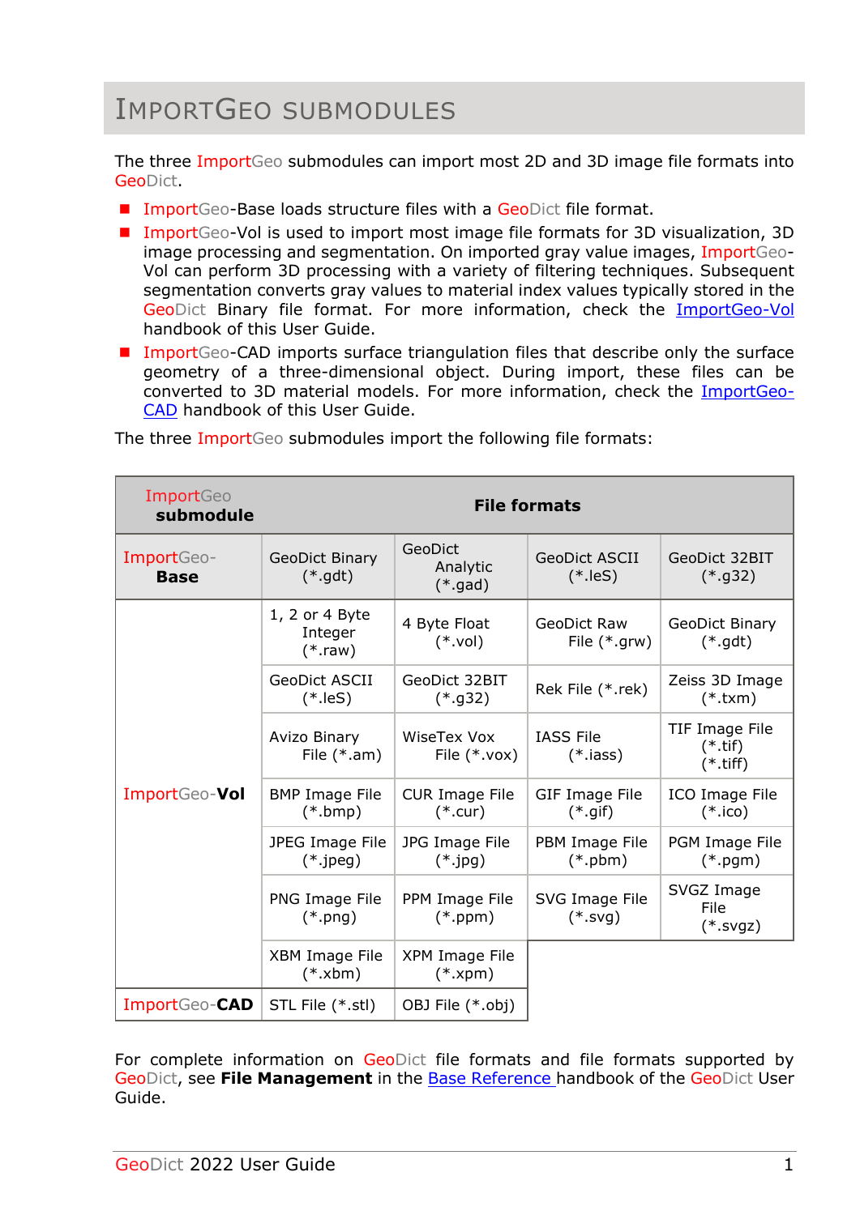# IMPORTGEO SUBMODULES

The three ImportGeo submodules can import most 2D and 3D image file formats into GeoDict.

- ImportGeo-Base loads structure files with a GeoDict file format.
- ImportGeo-Vol is used to import most image file formats for 3D visualization, 3D image processing and segmentation. On imported gray value images, ImportGeo-Vol can perform 3D processing with a variety of filtering techniques. Subsequent segmentation converts gray values to material index values typically stored in the GeoDict Binary file format. For more information, check the ImportGeo-Vol handbook of this User Guide.
- ImportGeo-CAD imports surface triangulation files that describe only the surface geometry of a three-dimensional object. During import, these files can be converted to 3D material models. For more information, check the ImportGeo-CAD handbook of this User Guide.

The three ImportGeo submodules import the following file formats:

| ImportGeo submodule | File formats | | | |
|---|---|---|---|---|
| ImportGeo-**Base** | GeoDict Binary (*.gdt) | GeoDict Analytic (*.gad) | GeoDict ASCII (*.leS) | GeoDict 32BIT (*.g32) |
| ImportGeo-**Vol** | 1, 2 or 4 Byte Integer (*.raw) | 4 Byte Float (*.vol) | GeoDict Raw File (*.grw) | GeoDict Binary (*.gdt) |
| | GeoDict ASCII (*.leS) | GeoDict 32BIT (*.g32) | Rek File (*.rek) | Zeiss 3D Image (*.txm) |
| | Avizo Binary File (*.am) | WiseTex Vox File (*.vox) | IASS File (*.iass) | TIF Image File (*.tif) (*.tiff) |
| | BMP Image File (*.bmp) | CUR Image File (*.cur) | GIF Image File (*.gif) | ICO Image File (*.ico) |
| | JPEG Image File (*.jpeg) | JPG Image File (*.jpg) | PBM Image File (*.pbm) | PGM Image File (*.pgm) |
| | PNG Image File (*.png) | PPM Image File (*.ppm) | SVG Image File (*.svg) | SVGZ Image File (*.svgz) |
| | XBM Image File (*.xbm) | XPM Image File (*.xpm) | | |
| ImportGeo-**CAD** | STL File (*.stl) | OBJ File (*.obj) | | |

For complete information on GeoDict file formats and file formats supported by GeoDict, see **File Management** in the Base Reference handbook of the GeoDict User Guide.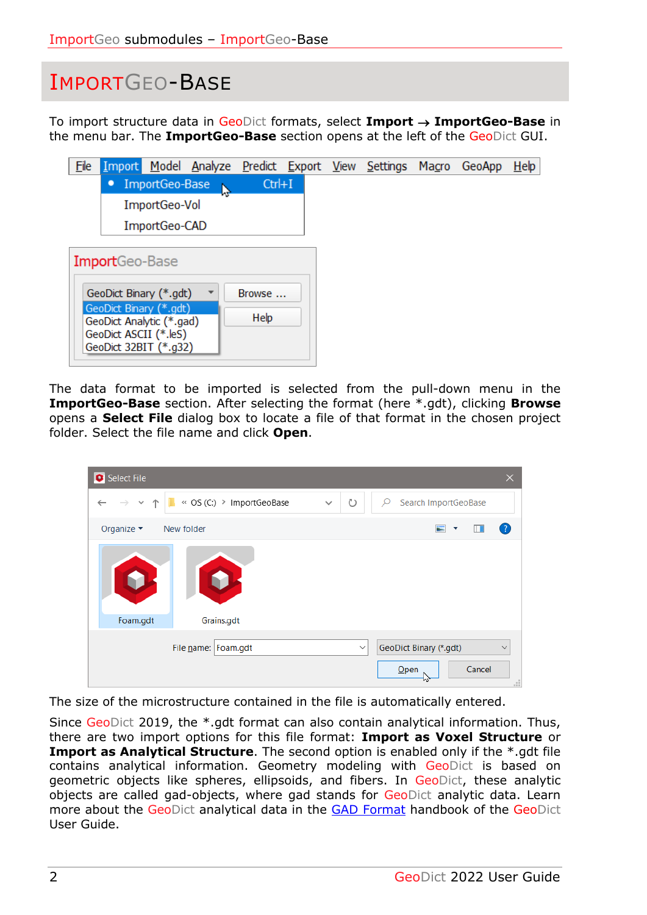# ImportGeo-Base

To import structure data in GeoDict formats, select **Import → ImportGeo-Base** in the menu bar. The **ImportGeo-Base** section opens at the left of the GeoDict GUI.

The data format to be imported is selected from the pull-down menu in the **ImportGeo-Base** section. After selecting the format (here *.gdt), clicking **Browse** opens a **Select File** dialog box to locate a file of that format in the chosen project folder. Select the file name and click **Open**.

The size of the microstructure contained in the file is automatically entered.

Since GeoDict 2019, the *.gdt format can also contain analytical information. Thus, there are two import options for this file format: **Import as Voxel Structure** or **Import as Analytical Structure**. The second option is enabled only if the *.gdt file contains analytical information. Geometry modeling with GeoDict is based on geometric objects like spheres, ellipsoids, and fibers. In GeoDict, these analytic objects are called gad-objects, where gad stands for GeoDict analytic data. Learn more about the GeoDict analytical data in the GAD Format handbook of the GeoDict User Guide.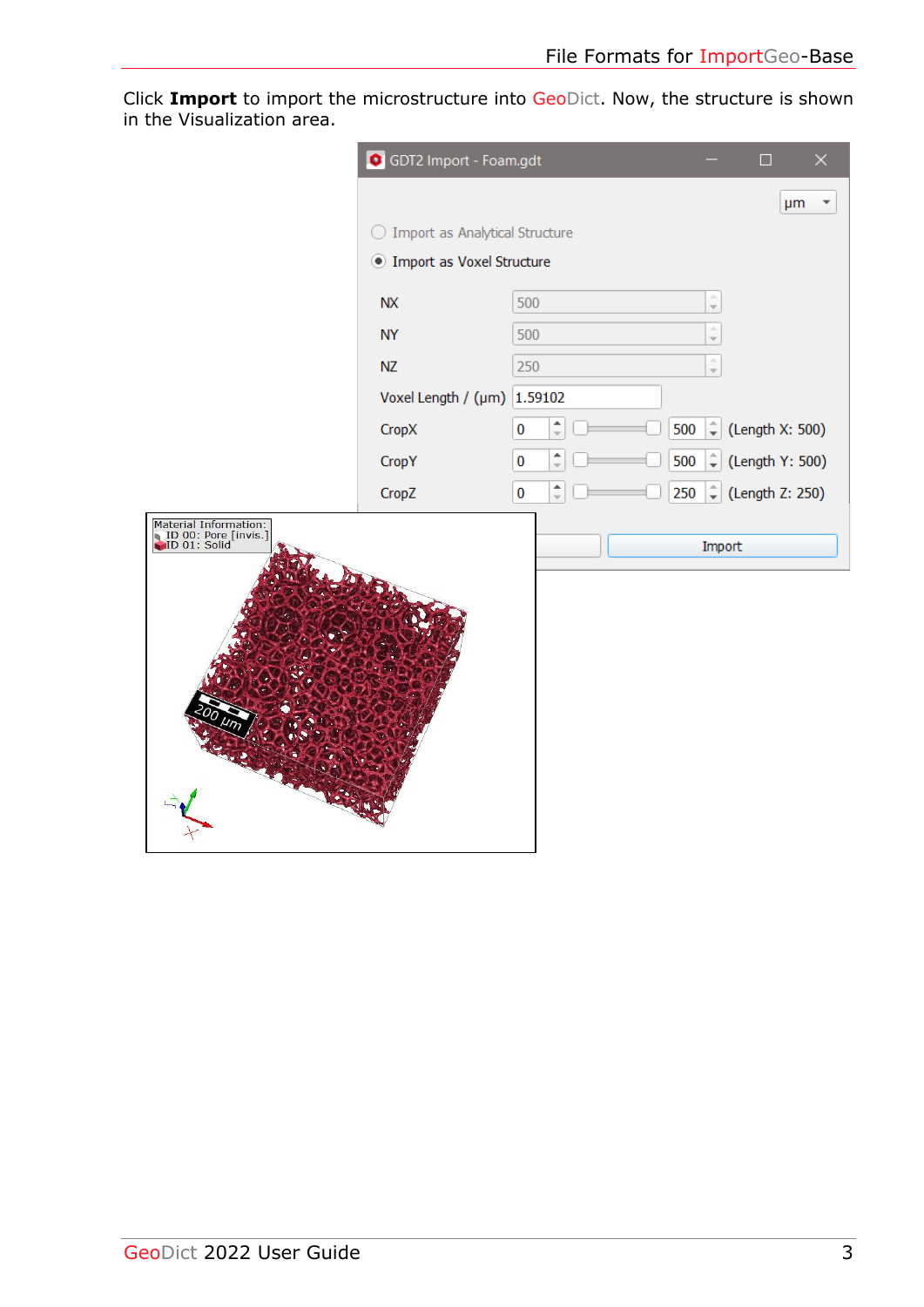Click **Import** to import the microstructure into GeoDict. Now, the structure is shown in the Visualization area.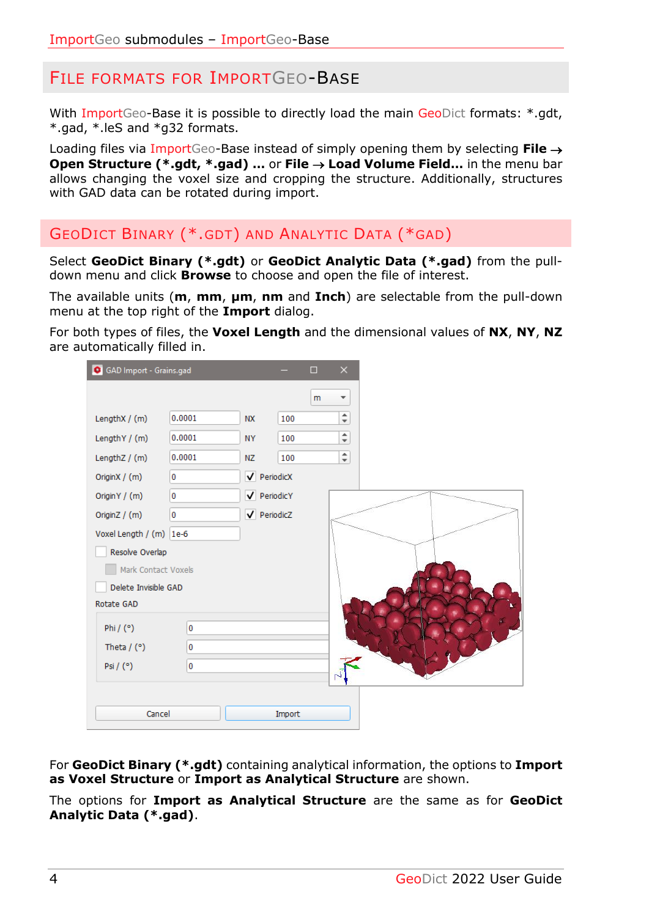## FILE FORMATS FOR IMPORTGEO-BASE

With ImportGeo-Base it is possible to directly load the main GeoDict formats: *.gdt, *.gad, *.leS and *g32 formats.

Loading files via ImportGeo-Base instead of simply opening them by selecting **File → Open Structure (*.gdt, *.gad) …** or **File → Load Volume Field…** in the menu bar allows changing the voxel size and cropping the structure. Additionally, structures with GAD data can be rotated during import.

### GEODICT BINARY (*.GDT) AND ANALYTIC DATA (*GAD)

Select **GeoDict Binary (*.gdt)** or **GeoDict Analytic Data (*.gad)** from the pull-down menu and click **Browse** to choose and open the file of interest.

The available units (**m**, **mm**, **µm**, **nm** and **Inch**) are selectable from the pull-down menu at the top right of the **Import** dialog.

For both types of files, the **Voxel Length** and the dimensional values of **NX**, **NY**, **NZ** are automatically filled in.

GAD Import - Grains.gad

m

LengthX / (m) 0.0001 NX 100
LengthY / (m) 0.0001 NY 100
LengthZ / (m) 0.0001 NZ 100
OriginX / (m) 0 PeriodicX
OriginY / (m) 0 PeriodicY
OriginZ / (m) 0 PeriodicZ
Voxel Length / (m) 1e-6
Resolve Overlap
Mark Contact Voxels
Delete Invisible GAD
Rotate GAD
Phi / (°) 0
Theta / (°) 0
Psi / (°) 0
Cancel
Import

For **GeoDict Binary (*.gdt)** containing analytical information, the options to **Import as Voxel Structure** or **Import as Analytical Structure** are shown.

The options for **Import as Analytical Structure** are the same as for **GeoDict Analytic Data (*.gad)**.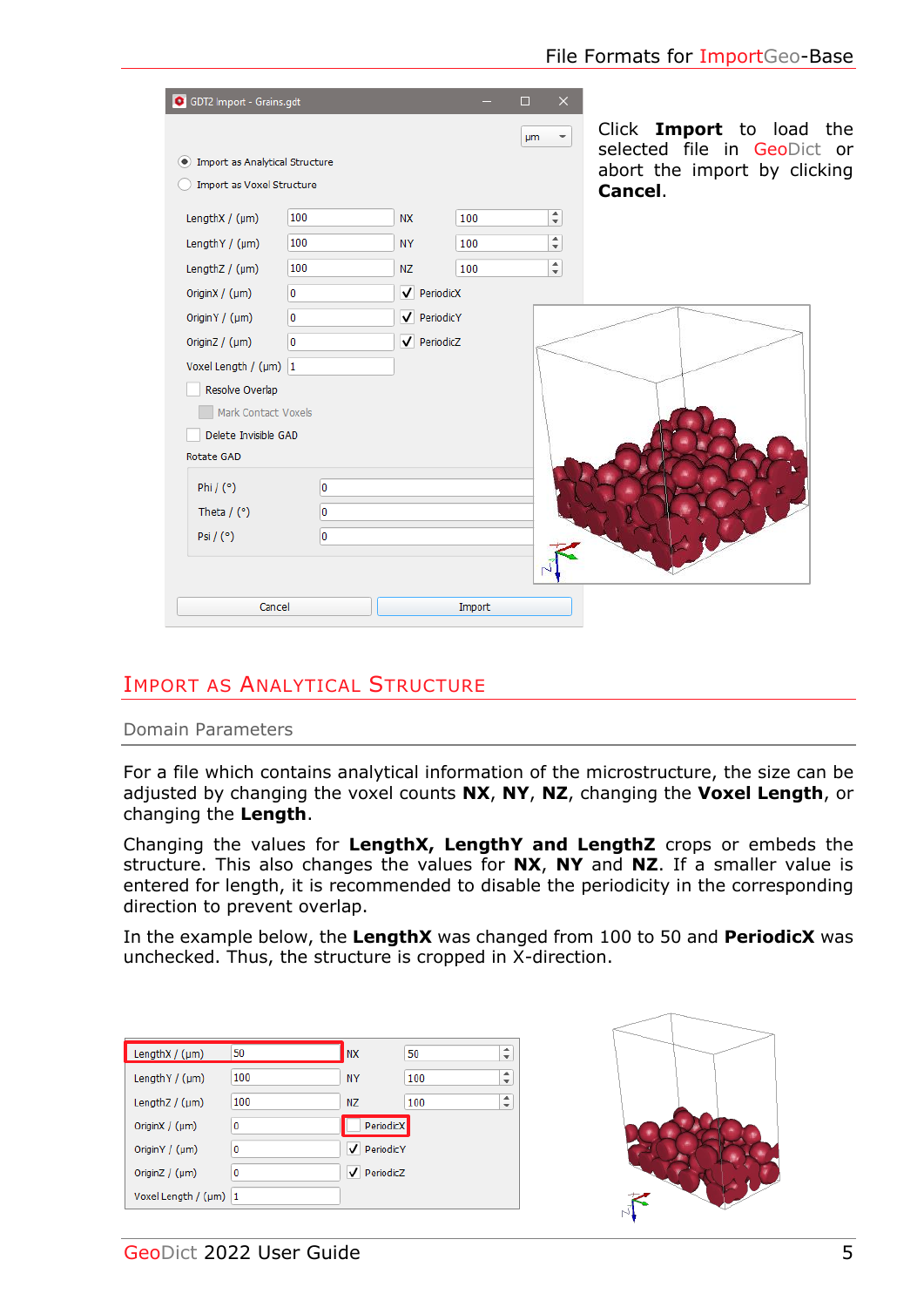Click **Import** to load the selected file in GeoDict or abort the import by clicking **Cancel**.

## Import as Analytical Structure

### Domain Parameters

For a file which contains analytical information of the microstructure, the size can be adjusted by changing the voxel counts **NX**, **NY**, **NZ**, changing the **Voxel Length**, or changing the **Length**.

Changing the values for **LengthX, LengthY and LengthZ** crops or embeds the structure. This also changes the values for **NX**, **NY** and **NZ**. If a smaller value is entered for length, it is recommended to disable the periodicity in the corresponding direction to prevent overlap.

In the example below, the **LengthX** was changed from 100 to 50 and **PeriodicX** was unchecked. Thus, the structure is cropped in X-direction.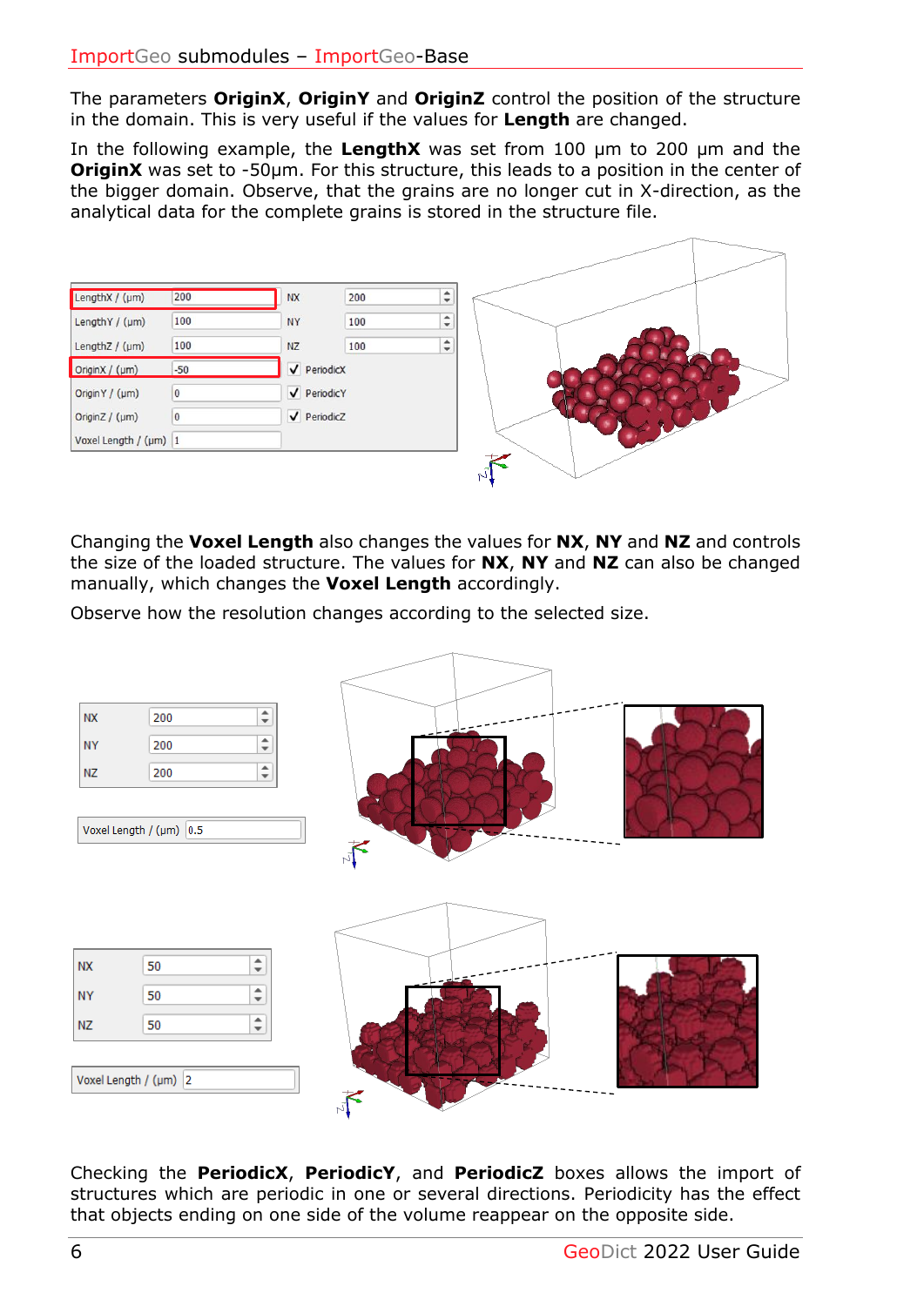The parameters **OriginX**, **OriginY** and **OriginZ** control the position of the structure in the domain. This is very useful if the values for **Length** are changed.

In the following example, the **LengthX** was set from 100 µm to 200 µm and the **OriginX** was set to -50µm. For this structure, this leads to a position in the center of the bigger domain. Observe, that the grains are no longer cut in X-direction, as the analytical data for the complete grains is stored in the structure file.

Changing the **Voxel Length** also changes the values for **NX**, **NY** and **NZ** and controls the size of the loaded structure. The values for **NX**, **NY** and **NZ** can also be changed manually, which changes the **Voxel Length** accordingly.

Observe how the resolution changes according to the selected size.

Checking the **PeriodicX**, **PeriodicY**, and **PeriodicZ** boxes allows the import of structures which are periodic in one or several directions. Periodicity has the effect that objects ending on one side of the volume reappear on the opposite side.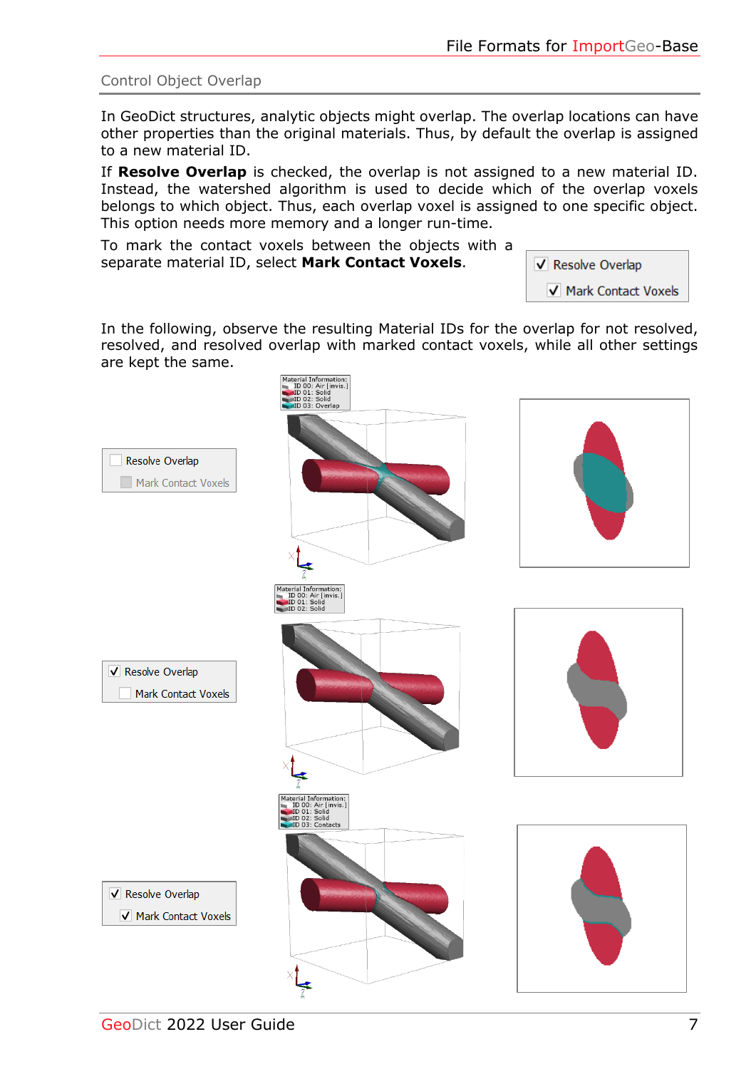## Control Object Overlap

In GeoDict structures, analytic objects might overlap. The overlap locations can have other properties than the original materials. Thus, by default the overlap is assigned to a new material ID.

If **Resolve Overlap** is checked, the overlap is not assigned to a new material ID. Instead, the watershed algorithm is used to decide which of the overlap voxels belongs to which object. Thus, each overlap voxel is assigned to one specific object. This option needs more memory and a longer run-time.

To mark the contact voxels between the objects with a separate material ID, select **Mark Contact Voxels**.

In the following, observe the resulting Material IDs for the overlap for not resolved, resolved, and resolved overlap with marked contact voxels, while all other settings are kept the same.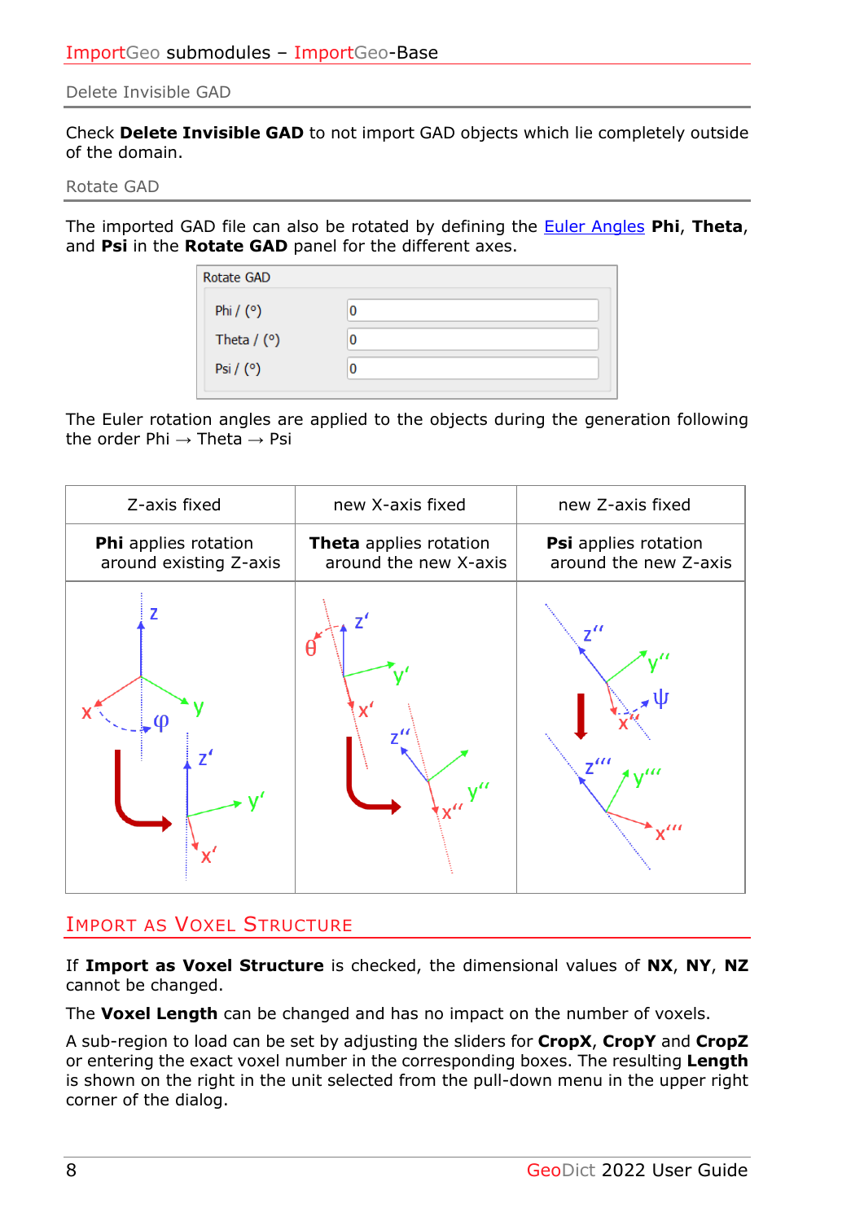#### Delete Invisible GAD

Check **Delete Invisible GAD** to not import GAD objects which lie completely outside of the domain.

#### Rotate GAD

The imported GAD file can also be rotated by defining the Euler Angles **Phi**, **Theta**, and **Psi** in the **Rotate GAD** panel for the different axes.

Rotate GAD

| | |
|---|---|
| Phi / (°) | 0 |
| Theta / (°) | 0 |
| Psi / (°) | 0 |

The Euler rotation angles are applied to the objects during the generation following the order Phi → Theta → Psi

| Z-axis fixed | new X-axis fixed | new Z-axis fixed |
|---|---|---|
| **Phi** applies rotation around existing Z-axis | **Theta** applies rotation around the new X-axis | **Psi** applies rotation around the new Z-axis |

## Import as Voxel Structure

If **Import as Voxel Structure** is checked, the dimensional values of **NX**, **NY**, **NZ** cannot be changed.

The **Voxel Length** can be changed and has no impact on the number of voxels.

A sub-region to load can be set by adjusting the sliders for **CropX**, **CropY** and **CropZ** or entering the exact voxel number in the corresponding boxes. The resulting **Length** is shown on the right in the unit selected from the pull-down menu in the upper right corner of the dialog.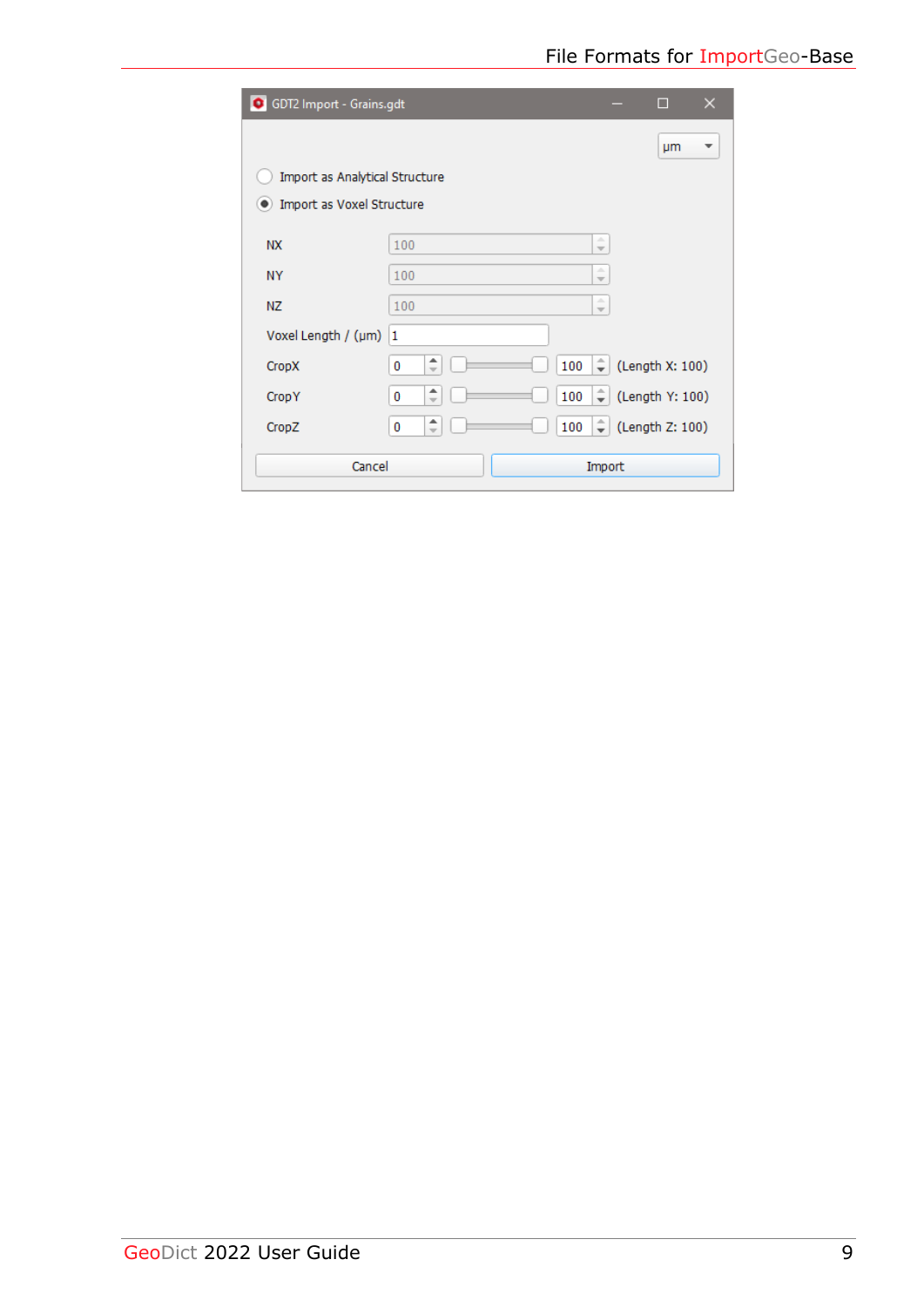GDT2 Import - Grains.gdt

µm

Import as Analytical Structure

Import as Voxel Structure

NX 100

NY 100

NZ 100

Voxel Length / (µm) 1

CropX 0 100 (Length X: 100)

CropY 0 100 (Length Y: 100)

CropZ 0 100 (Length Z: 100)

Cancel

Import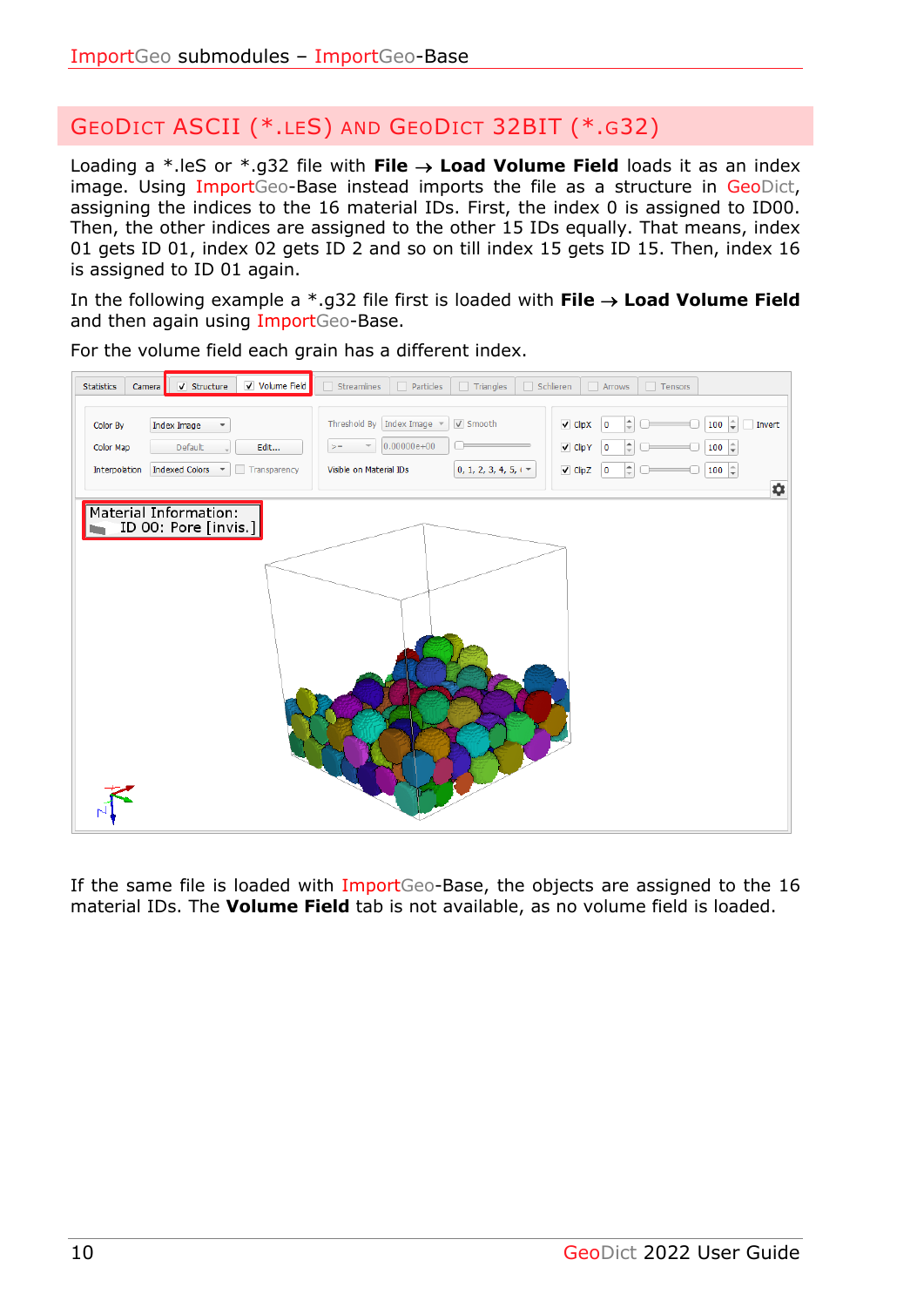## GeoDict ASCII (*.leS) and GeoDict 32bit (*.g32)

Loading a *.leS or *.g32 file with **File → Load Volume Field** loads it as an index image. Using ImportGeo-Base instead imports the file as a structure in GeoDict, assigning the indices to the 16 material IDs. First, the index 0 is assigned to ID00. Then, the other indices are assigned to the other 15 IDs equally. That means, index 01 gets ID 01, index 02 gets ID 2 and so on till index 15 gets ID 15. Then, index 16 is assigned to ID 01 again.

In the following example a *.g32 file first is loaded with **File → Load Volume Field** and then again using ImportGeo-Base.

For the volume field each grain has a different index.

If the same file is loaded with ImportGeo-Base, the objects are assigned to the 16 material IDs. The **Volume Field** tab is not available, as no volume field is loaded.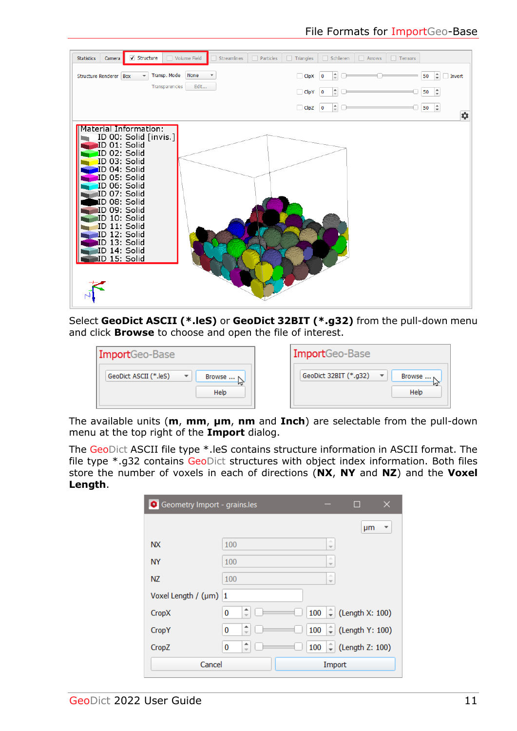Select **GeoDict ASCII (*.leS)** or **GeoDict 32BIT (*.g32)** from the pull-down menu and click **Browse** to choose and open the file of interest.

The available units (**m**, **mm**, **µm**, **nm** and **Inch**) are selectable from the pull-down menu at the top right of the **Import** dialog.

The GeoDict ASCII file type *.leS contains structure information in ASCII format. The file type *.g32 contains GeoDict structures with object index information. Both files store the number of voxels in each of directions (**NX**, **NY** and **NZ**) and the **Voxel Length**.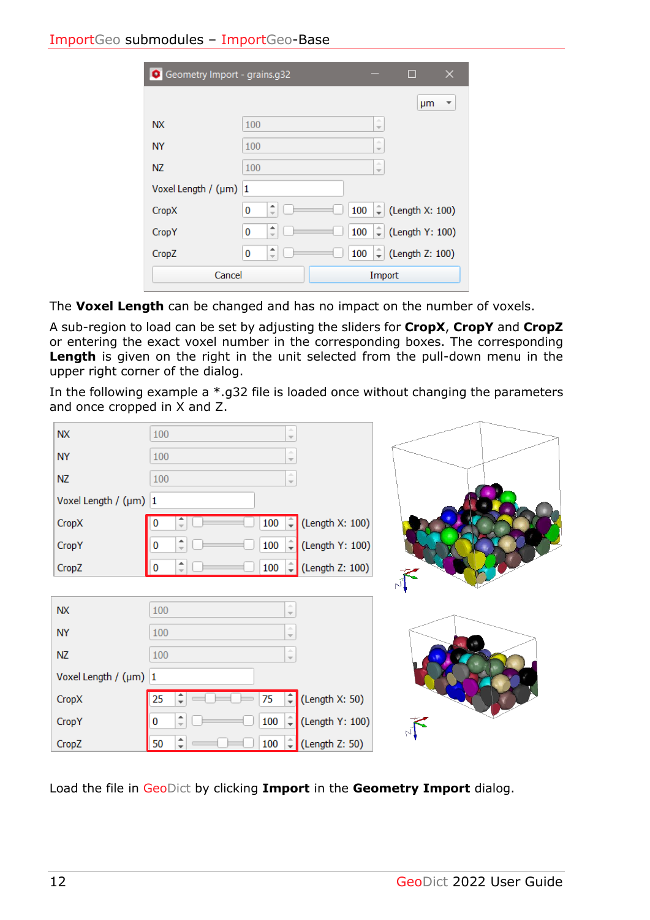The **Voxel Length** can be changed and has no impact on the number of voxels.

A sub-region to load can be set by adjusting the sliders for **CropX**, **CropY** and **CropZ** or entering the exact voxel number in the corresponding boxes. The corresponding **Length** is given on the right in the unit selected from the pull-down menu in the upper right corner of the dialog.

In the following example a *.g32 file is loaded once without changing the parameters and once cropped in X and Z.

Load the file in GeoDict by clicking **Import** in the **Geometry Import** dialog.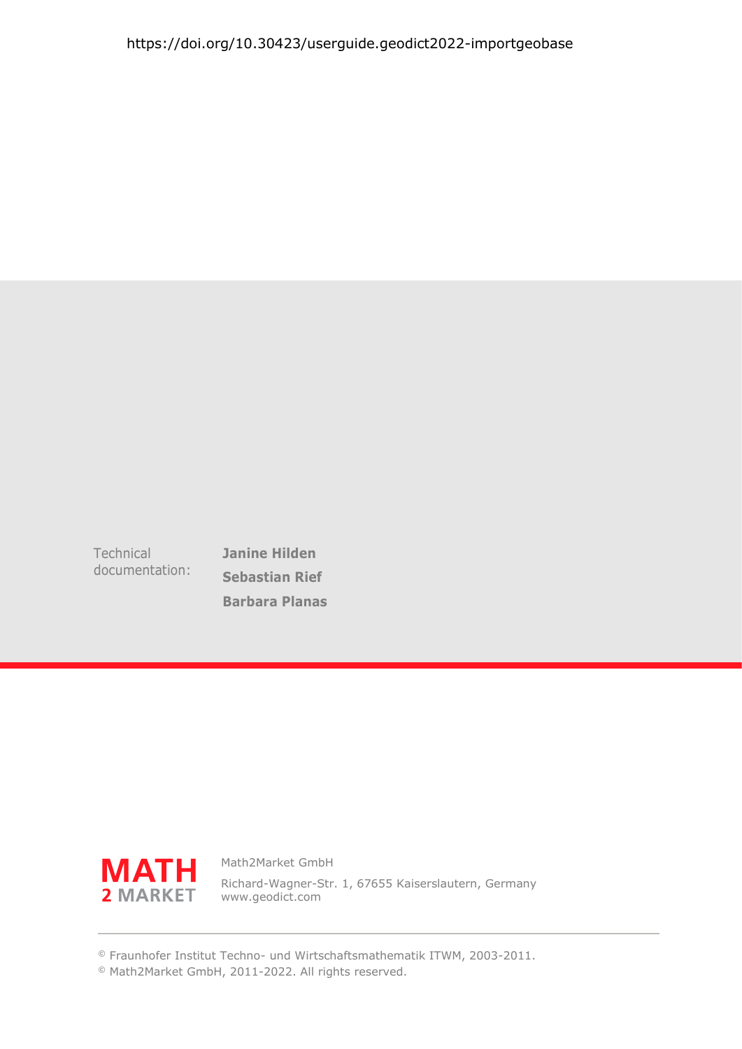https://doi.org/10.30423/userguide.geodict2022-importgeobase

Technical documentation: **Janine Hilden**
**Sebastian Rief**
**Barbara Planas**

MATH 2 MARKET

Math2Market GmbH

Richard-Wagner-Str. 1, 67655 Kaiserslautern, Germany
www.geodict.com

© Fraunhofer Institut Techno- und Wirtschaftsmathematik ITWM, 2003-2011.
© Math2Market GmbH, 2011-2022. All rights reserved.